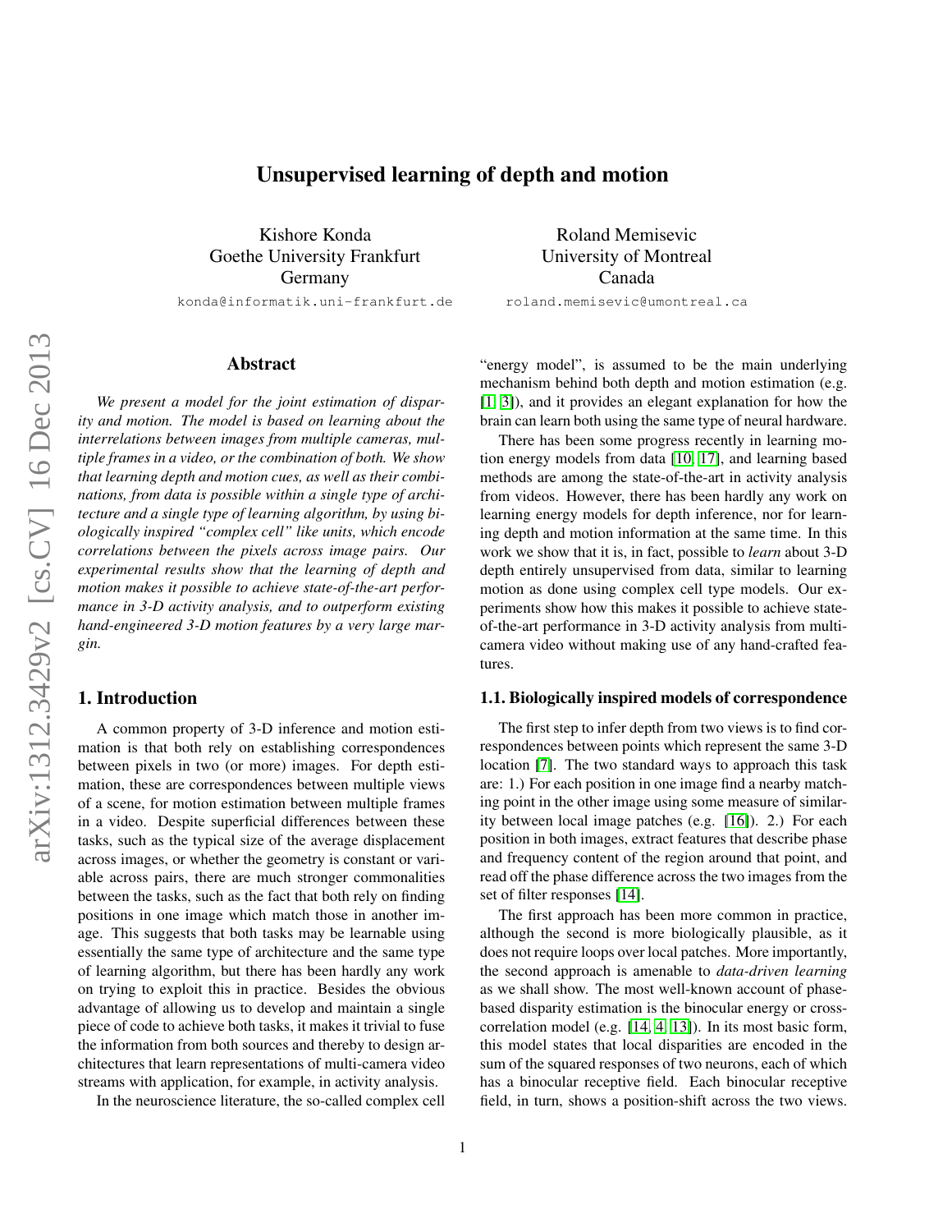# Unsupervised learning of depth and motion

Kishore Konda
Goethe University Frankfurt
Germany
konda@informatik.uni-frankfurt.de

Roland Memisevic
University of Montreal
Canada
roland.memisevic@umontreal.ca

## Abstract

*We present a model for the joint estimation of disparity and motion. The model is based on learning about the interrelations between images from multiple cameras, multiple frames in a video, or the combination of both. We show that learning depth and motion cues, as well as their combinations, from data is possible within a single type of architecture and a single type of learning algorithm, by using biologically inspired "complex cell" like units, which encode correlations between the pixels across image pairs. Our experimental results show that the learning of depth and motion makes it possible to achieve state-of-the-art performance in 3-D activity analysis, and to outperform existing hand-engineered 3-D motion features by a very large margin.*

## 1. Introduction

A common property of 3-D inference and motion estimation is that both rely on establishing correspondences between pixels in two (or more) images. For depth estimation, these are correspondences between multiple views of a scene, for motion estimation between multiple frames in a video. Despite superficial differences between these tasks, such as the typical size of the average displacement across images, or whether the geometry is constant or variable across pairs, there are much stronger commonalities between the tasks, such as the fact that both rely on finding positions in one image which match those in another image. This suggests that both tasks may be learnable using essentially the same type of architecture and the same type of learning algorithm, but there has been hardly any work on trying to exploit this in practice. Besides the obvious advantage of allowing us to develop and maintain a single piece of code to achieve both tasks, it makes it trivial to fuse the information from both sources and thereby to design architectures that learn representations of multi-camera video streams with application, for example, in activity analysis.

In the neuroscience literature, the so-called complex cell "energy model", is assumed to be the main underlying mechanism behind both depth and motion estimation (e.g. [1, 3]), and it provides an elegant explanation for how the brain can learn both using the same type of neural hardware.

There has been some progress recently in learning motion energy models from data [10, 17], and learning based methods are among the state-of-the-art in activity analysis from videos. However, there has been hardly any work on learning energy models for depth inference, nor for learning depth and motion information at the same time. In this work we show that it is, in fact, possible to *learn* about 3-D depth entirely unsupervised from data, similar to learning motion as done using complex cell type models. Our experiments show how this makes it possible to achieve state-of-the-art performance in 3-D activity analysis from multi-camera video without making use of any hand-crafted features.

### 1.1. Biologically inspired models of correspondence

The first step to infer depth from two views is to find correspondences between points which represent the same 3-D location [7]. The two standard ways to approach this task are: 1.) For each position in one image find a nearby matching point in the other image using some measure of similarity between local image patches (e.g. [16]). 2.) For each position in both images, extract features that describe phase and frequency content of the region around that point, and read off the phase difference across the two images from the set of filter responses [14].

The first approach has been more common in practice, although the second is more biologically plausible, as it does not require loops over local patches. More importantly, the second approach is amenable to *data-driven learning* as we shall show. The most well-known account of phase-based disparity estimation is the binocular energy or cross-correlation model (e.g. [14, 4, 13]). In its most basic form, this model states that local disparities are encoded in the sum of the squared responses of two neurons, each of which has a binocular receptive field. Each binocular receptive field, in turn, shows a position-shift across the two views.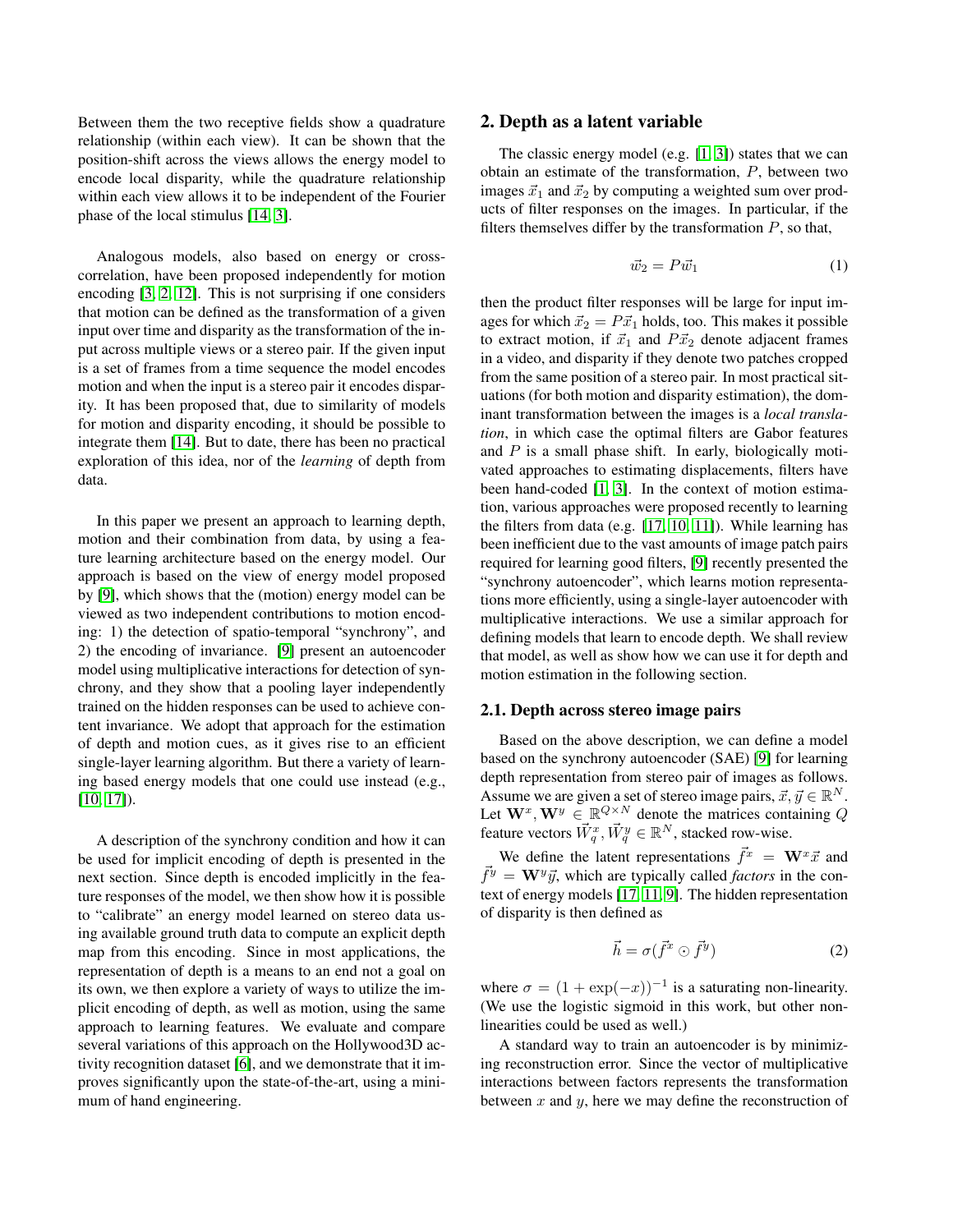Between them the two receptive fields show a quadrature relationship (within each view). It can be shown that the position-shift across the views allows the energy model to encode local disparity, while the quadrature relationship within each view allows it to be independent of the Fourier phase of the local stimulus [14, 3].

Analogous models, also based on energy or cross-correlation, have been proposed independently for motion encoding [3, 2, 12]. This is not surprising if one considers that motion can be defined as the transformation of a given input over time and disparity as the transformation of the input across multiple views or a stereo pair. If the given input is a set of frames from a time sequence the model encodes motion and when the input is a stereo pair it encodes disparity. It has been proposed that, due to similarity of models for motion and disparity encoding, it should be possible to integrate them [14]. But to date, there has been no practical exploration of this idea, nor of the *learning* of depth from data.

In this paper we present an approach to learning depth, motion and their combination from data, by using a feature learning architecture based on the energy model. Our approach is based on the view of energy model proposed by [9], which shows that the (motion) energy model can be viewed as two independent contributions to motion encoding: 1) the detection of spatio-temporal "synchrony", and 2) the encoding of invariance. [9] present an autoencoder model using multiplicative interactions for detection of synchrony, and they show that a pooling layer independently trained on the hidden responses can be used to achieve content invariance. We adopt that approach for the estimation of depth and motion cues, as it gives rise to an efficient single-layer learning algorithm. But there a variety of learning based energy models that one could use instead (e.g., [10, 17]).

A description of the synchrony condition and how it can be used for implicit encoding of depth is presented in the next section. Since depth is encoded implicitly in the feature responses of the model, we then show how it is possible to "calibrate" an energy model learned on stereo data using available ground truth data to compute an explicit depth map from this encoding. Since in most applications, the representation of depth is a means to an end not a goal on its own, we then explore a variety of ways to utilize the implicit encoding of depth, as well as motion, using the same approach to learning features. We evaluate and compare several variations of this approach on the Hollywood3D activity recognition dataset [6], and we demonstrate that it improves significantly upon the state-of-the-art, using a minimum of hand engineering.

## 2. Depth as a latent variable

The classic energy model (e.g. [1, 3]) states that we can obtain an estimate of the transformation, $P$, between two images $\vec{x}_1$ and $\vec{x}_2$ by computing a weighted sum over products of filter responses on the images. In particular, if the filters themselves differ by the transformation $P$, so that,

$$\vec{w}_2 = P\vec{w}_1 \tag{1}$$

then the product filter responses will be large for input images for which $\vec{x}_2 = P\vec{x}_1$ holds, too. This makes it possible to extract motion, if $\vec{x}_1$ and $P\vec{x}_2$ denote adjacent frames in a video, and disparity if they denote two patches cropped from the same position of a stereo pair. In most practical situations (for both motion and disparity estimation), the dominant transformation between the images is a *local translation*, in which case the optimal filters are Gabor features and $P$ is a small phase shift. In early, biologically motivated approaches to estimating displacements, filters have been hand-coded [1, 3]. In the context of motion estimation, various approaches were proposed recently to learning the filters from data (e.g. [17, 10, 11]). While learning has been inefficient due to the vast amounts of image patch pairs required for learning good filters, [9] recently presented the "synchrony autoencoder", which learns motion representations more efficiently, using a single-layer autoencoder with multiplicative interactions. We use a similar approach for defining models that learn to encode depth. We shall review that model, as well as show how we can use it for depth and motion estimation in the following section.

### 2.1. Depth across stereo image pairs

Based on the above description, we can define a model based on the synchrony autoencoder (SAE) [9] for learning depth representation from stereo pair of images as follows. Assume we are given a set of stereo image pairs, $\vec{x}, \vec{y} \in \mathbb{R}^N$. Let $\mathbf{W}^x, \mathbf{W}^y \in \mathbb{R}^{Q \times N}$ denote the matrices containing $Q$ feature vectors $\vec{W}_q^x, \vec{W}_q^y \in \mathbb{R}^N$, stacked row-wise.

We define the latent representations $\vec{f^x} = \mathbf{W}^x\vec{x}$ and $\vec{f^y} = \mathbf{W}^y\vec{y}$, which are typically called *factors* in the context of energy models [17, 11, 9]. The hidden representation of disparity is then defined as

$$\vec{h} = \sigma(\vec{f^x} \odot \vec{f^y}) \tag{2}$$

where $\sigma = (1 + \exp(-x))^{-1}$ is a saturating non-linearity. (We use the logistic sigmoid in this work, but other non-linearities could be used as well.)

A standard way to train an autoencoder is by minimizing reconstruction error. Since the vector of multiplicative interactions between factors represents the transformation between $x$ and $y$, here we may define the reconstruction of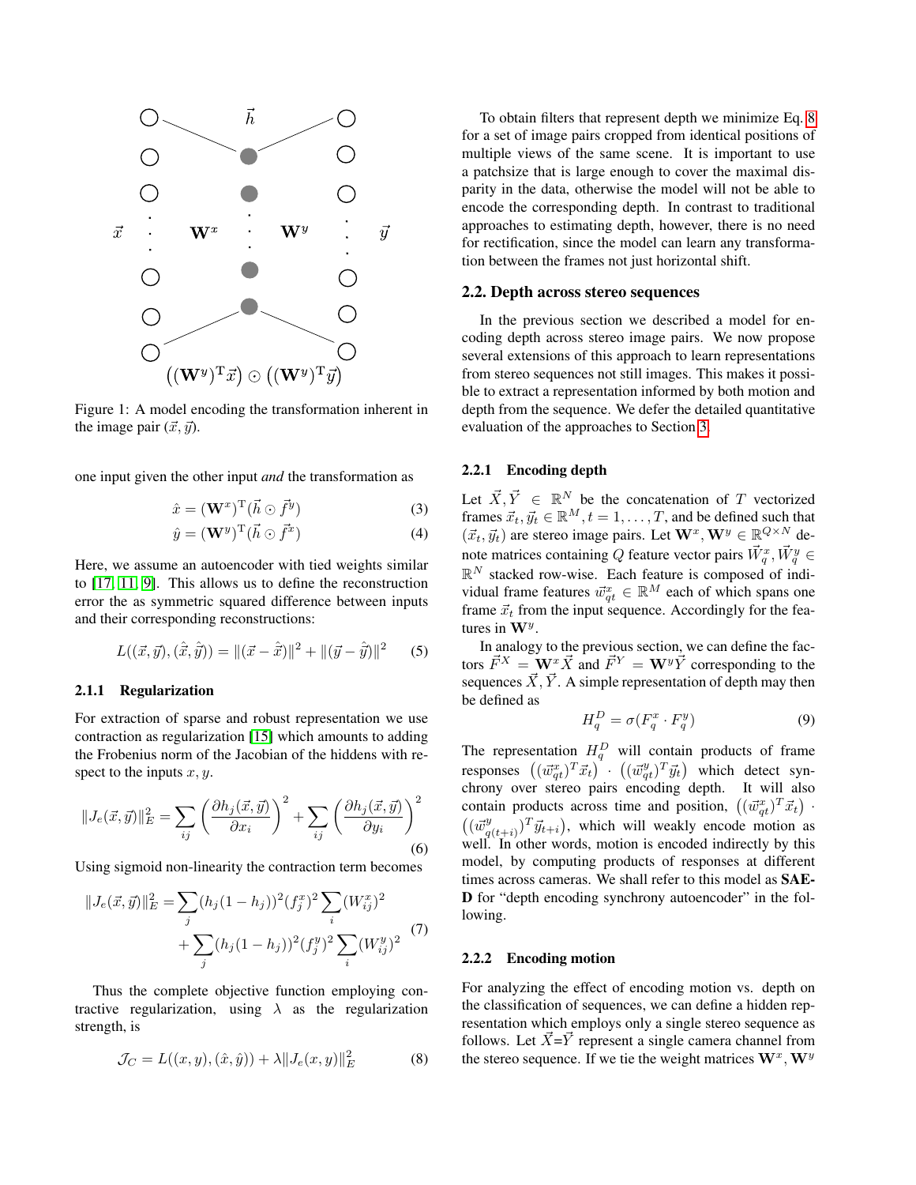Figure 1: A model encoding the transformation inherent in the image pair $(\vec{x}, \vec{y})$.

one input given the other input *and* the transformation as

$$\hat{x} = (\mathbf{W}^x)^{\mathrm{T}}(\vec{h} \odot \vec{f}^y) \tag{3}$$

$$\hat{y} = (\mathbf{W}^y)^{\mathrm{T}}(\vec{h} \odot \vec{f}^x) \tag{4}$$

Here, we assume an autoencoder with tied weights similar to [17, 11, 9]. This allows us to define the reconstruction error the as symmetric squared difference between inputs and their corresponding reconstructions:

$$L((\vec{x}, \vec{y}), (\hat{\vec{x}}, \hat{\vec{y}})) = \|(\vec{x} - \hat{\vec{x}})\|^2 + \|(\vec{y} - \hat{\vec{y}})\|^2 \tag{5}$$

#### 2.1.1 Regularization

For extraction of sparse and robust representation we use contraction as regularization [15] which amounts to adding the Frobenius norm of the Jacobian of the hiddens with respect to the inputs $x, y$.

$$\|J_e(\vec{x}, \vec{y})\|_E^2 = \sum_{ij} \left(\frac{\partial h_j(\vec{x}, \vec{y})}{\partial x_i}\right)^2 + \sum_{ij} \left(\frac{\partial h_j(\vec{x}, \vec{y})}{\partial y_i}\right)^2 \tag{6}$$

Using sigmoid non-linearity the contraction term becomes

$$\begin{aligned}\|J_e(\vec{x}, \vec{y})\|_E^2 = &\sum_j (h_j(1-h_j))^2 (f_j^x)^2 \sum_i (W_{ij}^x)^2 \\ &+ \sum_j (h_j(1-h_j))^2 (f_j^y)^2 \sum_i (W_{ij}^y)^2\end{aligned} \tag{7}$$

Thus the complete objective function employing contractive regularization, using $\lambda$ as the regularization strength, is

$$\mathcal{J}_C = L((x, y), (\hat{x}, \hat{y})) + \lambda \|J_e(x, y)\|_E^2 \tag{8}$$

To obtain filters that represent depth we minimize Eq. 8 for a set of image pairs cropped from identical positions of multiple views of the same scene. It is important to use a patchsize that is large enough to cover the maximal disparity in the data, otherwise the model will not be able to encode the corresponding depth. In contrast to traditional approaches to estimating depth, however, there is no need for rectification, since the model can learn any transformation between the frames not just horizontal shift.

### 2.2. Depth across stereo sequences

In the previous section we described a model for encoding depth across stereo image pairs. We now propose several extensions of this approach to learn representations from stereo sequences not still images. This makes it possible to extract a representation informed by both motion and depth from the sequence. We defer the detailed quantitative evaluation of the approaches to Section 3.

#### 2.2.1 Encoding depth

Let $\vec{X}, \vec{Y} \in \mathbb{R}^N$ be the concatenation of $T$ vectorized frames $\vec{x}_t, \vec{y}_t \in \mathbb{R}^M, t = 1, \ldots, T$, and be defined such that $(\vec{x}_t, \vec{y}_t)$ are stereo image pairs. Let $\mathbf{W}^x, \mathbf{W}^y \in \mathbb{R}^{Q \times N}$ denote matrices containing $Q$ feature vector pairs $\vec{W}_q^x, \vec{W}_q^y \in \mathbb{R}^N$ stacked row-wise. Each feature is composed of individual frame features $\vec{w}_{qt}^x \in \mathbb{R}^M$ each of which spans one frame $\vec{x}_t$ from the input sequence. Accordingly for the features in $\mathbf{W}^y$.

In analogy to the previous section, we can define the factors $\vec{F}^X = \mathbf{W}^x \vec{X}$ and $\vec{F}^Y = \mathbf{W}^y \vec{Y}$ corresponding to the sequences $\vec{X}, \vec{Y}$. A simple representation of depth may then be defined as

$$H_q^D = \sigma(F_q^x \cdot F_q^y) \tag{9}$$

The representation $H_q^D$ will contain products of frame responses $\left((\vec{w}_{qt}^x)^T \vec{x}_t\right) \cdot \left((\vec{w}_{qt}^y)^T \vec{y}_t\right)$ which detect synchrony over stereo pairs encoding depth. It will also contain products across time and position, $\left((\vec{w}_{qt}^x)^T \vec{x}_t\right) \cdot \left((\vec{w}_{q(t+i)}^y)^T \vec{y}_{t+i}\right)$, which will weakly encode motion as well. In other words, motion is encoded indirectly by this model, by computing products of responses at different times across cameras. We shall refer to this model as **SAE-D** for "depth encoding synchrony autoencoder" in the following.

#### 2.2.2 Encoding motion

For analyzing the effect of encoding motion vs. depth on the classification of sequences, we can define a hidden representation which employs only a single stereo sequence as follows. Let $\vec{X}$=$\vec{Y}$ represent a single camera channel from the stereo sequence. If we tie the weight matrices $\mathbf{W}^x, \mathbf{W}^y$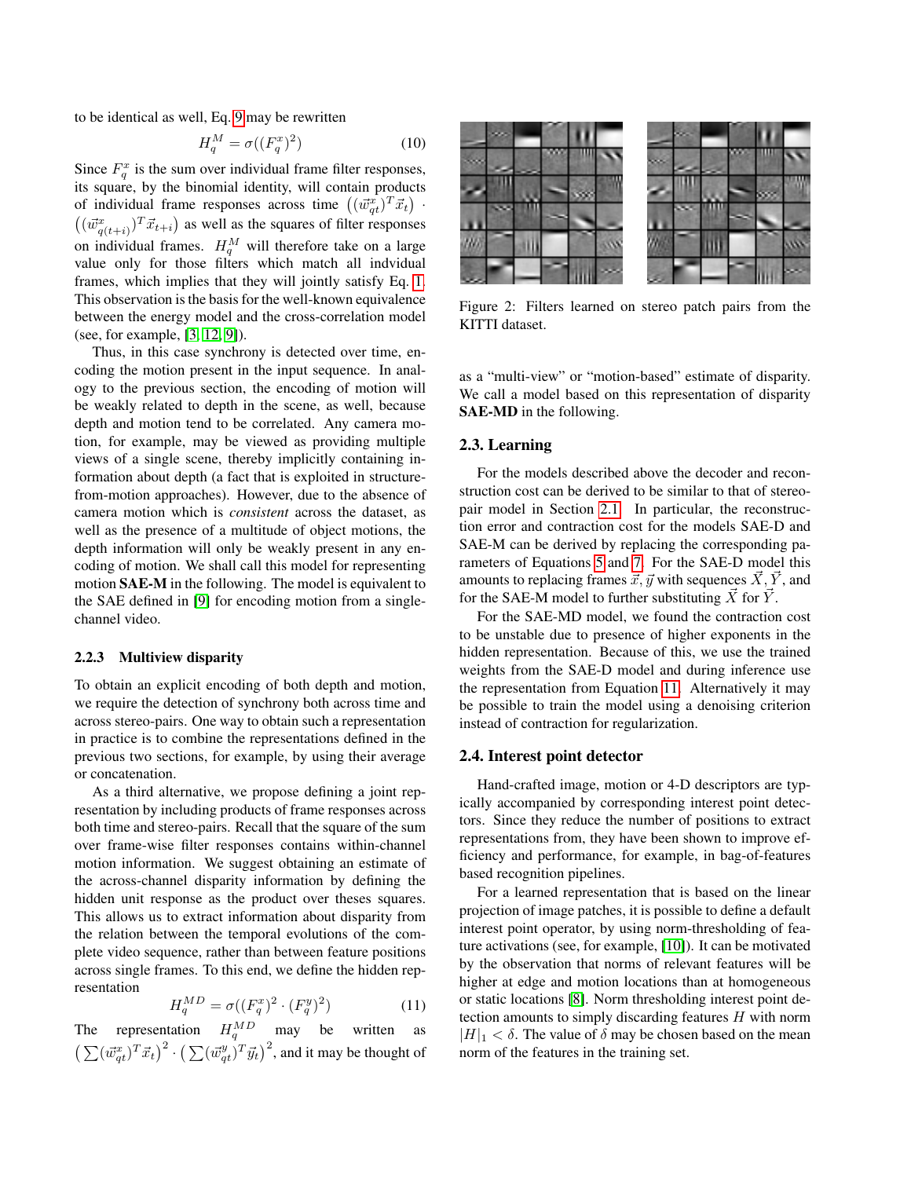to be identical as well, Eq. 9 may be rewritten

$$H_q^M = \sigma((F_q^x)^2) \tag{10}$$

Since $F_q^x$ is the sum over individual frame filter responses, its square, by the binomial identity, will contain products of individual frame responses across time $\left((\vec{w}_{qt}^x)^T \vec{x}_t\right) \cdot \left((\vec{w}_{q(t+i)}^x)^T \vec{x}_{t+i}\right)$ as well as the squares of filter responses on individual frames. $H_q^M$ will therefore take on a large value only for those filters which match all indvidual frames, which implies that they will jointly satisfy Eq. 1. This observation is the basis for the well-known equivalence between the energy model and the cross-correlation model (see, for example, [3, 12, 9]).

Thus, in this case synchrony is detected over time, encoding the motion present in the input sequence. In analogy to the previous section, the encoding of motion will be weakly related to depth in the scene, as well, because depth and motion tend to be correlated. Any camera motion, for example, may be viewed as providing multiple views of a single scene, thereby implicitly containing information about depth (a fact that is exploited in structure-from-motion approaches). However, due to the absence of camera motion which is *consistent* across the dataset, as well as the presence of a multitude of object motions, the depth information will only be weakly present in any encoding of motion. We shall call this model for representing motion **SAE-M** in the following. The model is equivalent to the SAE defined in [9] for encoding motion from a single-channel video.

### 2.2.3 Multiview disparity

To obtain an explicit encoding of both depth and motion, we require the detection of synchrony both across time and across stereo-pairs. One way to obtain such a representation in practice is to combine the representations defined in the previous two sections, for example, by using their average or concatenation.

As a third alternative, we propose defining a joint representation by including products of frame responses across both time and stereo-pairs. Recall that the square of the sum over frame-wise filter responses contains within-channel motion information. We suggest obtaining an estimate of the across-channel disparity information by defining the hidden unit response as the product over theses squares. This allows us to extract information about disparity from the relation between the temporal evolutions of the complete video sequence, rather than between feature positions across single frames. To this end, we define the hidden representation

$$H_q^{MD} = \sigma((F_q^x)^2 \cdot (F_q^y)^2) \tag{11}$$

The representation $H_q^{MD}$ may be written as $\left(\sum (\vec{w}_{qt}^x)^T \vec{x}_t\right)^2 \cdot \left(\sum (\vec{w}_{qt}^y)^T \vec{y}_t\right)^2$, and it may be thought of as a "multi-view" or "motion-based" estimate of disparity. We call a model based on this representation of disparity **SAE-MD** in the following.

Figure 2: Filters learned on stereo patch pairs from the KITTI dataset.

## 2.3. Learning

For the models described above the decoder and reconstruction cost can be derived to be similar to that of stereo-pair model in Section 2.1. In particular, the reconstruction error and contraction cost for the models SAE-D and SAE-M can be derived by replacing the corresponding parameters of Equations 5 and 7. For the SAE-D model this amounts to replacing frames $\vec{x}, \vec{y}$ with sequences $\vec{X}, \vec{Y}$, and for the SAE-M model to further substituting $\vec{X}$ for $\vec{Y}$.

For the SAE-MD model, we found the contraction cost to be unstable due to presence of higher exponents in the hidden representation. Because of this, we use the trained weights from the SAE-D model and during inference use the representation from Equation 11. Alternatively it may be possible to train the model using a denoising criterion instead of contraction for regularization.

## 2.4. Interest point detector

Hand-crafted image, motion or 4-D descriptors are typically accompanied by corresponding interest point detectors. Since they reduce the number of positions to extract representations from, they have been shown to improve efficiency and performance, for example, in bag-of-features based recognition pipelines.

For a learned representation that is based on the linear projection of image patches, it is possible to define a default interest point operator, by using norm-thresholding of feature activations (see, for example, [10]). It can be motivated by the observation that norms of relevant features will be higher at edge and motion locations than at homogeneous or static locations [8]. Norm thresholding interest point detection amounts to simply discarding features $H$ with norm $|H|_1 < \delta$. The value of $\delta$ may be chosen based on the mean norm of the features in the training set.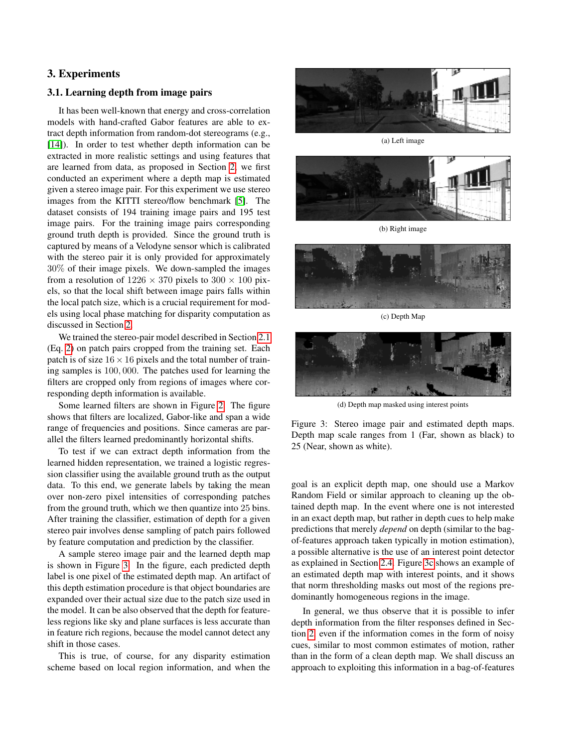## 3. Experiments

### 3.1. Learning depth from image pairs

It has been well-known that energy and cross-correlation models with hand-crafted Gabor features are able to extract depth information from random-dot stereograms (e.g., [14]). In order to test whether depth information can be extracted in more realistic settings and using features that are learned from data, as proposed in Section 2, we first conducted an experiment where a depth map is estimated given a stereo image pair. For this experiment we use stereo images from the KITTI stereo/flow benchmark [5]. The dataset consists of 194 training image pairs and 195 test image pairs. For the training image pairs corresponding ground truth depth is provided. Since the ground truth is captured by means of a Velodyne sensor which is calibrated with the stereo pair it is only provided for approximately 30% of their image pixels. We down-sampled the images from a resolution of $1226 \times 370$ pixels to $300 \times 100$ pixels, so that the local shift between image pairs falls within the local patch size, which is a crucial requirement for models using local phase matching for disparity computation as discussed in Section 2.

We trained the stereo-pair model described in Section 2.1 (Eq. 2) on patch pairs cropped from the training set. Each patch is of size $16 \times 16$ pixels and the total number of training samples is $100,000$. The patches used for learning the filters are cropped only from regions of images where corresponding depth information is available.

Some learned filters are shown in Figure 2. The figure shows that filters are localized, Gabor-like and span a wide range of frequencies and positions. Since cameras are parallel the filters learned predominantly horizontal shifts.

To test if we can extract depth information from the learned hidden representation, we trained a logistic regression classifier using the available ground truth as the output data. To this end, we generate labels by taking the mean over non-zero pixel intensities of corresponding patches from the ground truth, which we then quantize into 25 bins. After training the classifier, estimation of depth for a given stereo pair involves dense sampling of patch pairs followed by feature computation and prediction by the classifier.

A sample stereo image pair and the learned depth map is shown in Figure 3. In the figure, each predicted depth label is one pixel of the estimated depth map. An artifact of this depth estimation procedure is that object boundaries are expanded over their actual size due to the patch size used in the model. It can be also observed that the depth for featureless regions like sky and plane surfaces is less accurate than in feature rich regions, because the model cannot detect any shift in those cases.

This is true, of course, for any disparity estimation scheme based on local region information, and when the goal is an explicit depth map, one should use a Markov Random Field or similar approach to cleaning up the obtained depth map. In the event where one is not interested in an exact depth map, but rather in depth cues to help make predictions that merely *depend* on depth (similar to the bag-of-features approach taken typically in motion estimation), a possible alternative is the use of an interest point detector as explained in Section 2.4. Figure 3c shows an example of an estimated depth map with interest points, and it shows that norm thresholding masks out most of the regions predominantly homogeneous regions in the image.

In general, we thus observe that it is possible to infer depth information from the filter responses defined in Section 2, even if the information comes in the form of noisy cues, similar to most common estimates of motion, rather than in the form of a clean depth map. We shall discuss an approach to exploiting this information in a bag-of-features

(a) Left image

(b) Right image

(c) Depth Map

(d) Depth map masked using interest points

Figure 3: Stereo image pair and estimated depth maps. Depth map scale ranges from 1 (Far, shown as black) to 25 (Near, shown as white).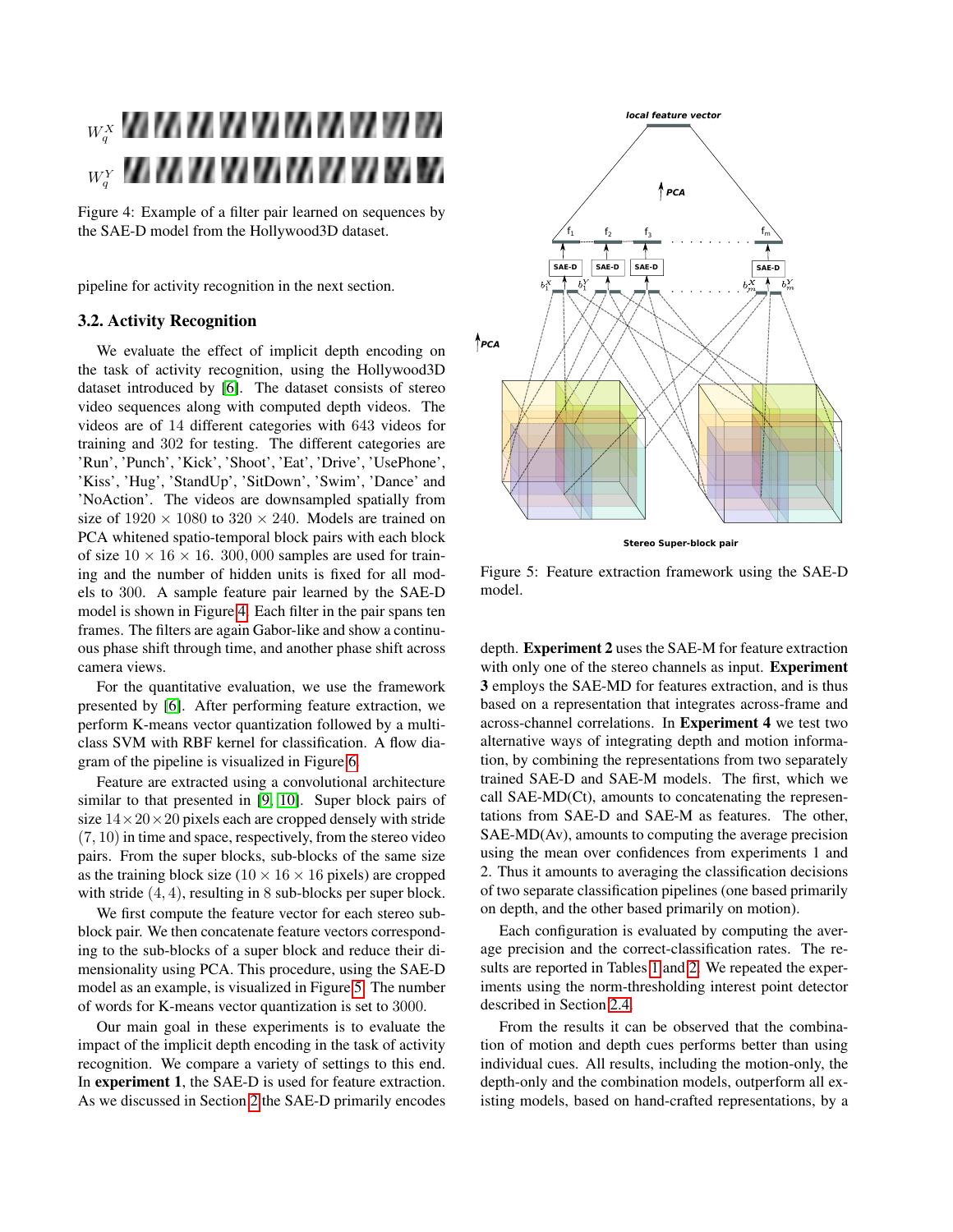Figure 4: Example of a filter pair learned on sequences by the SAE-D model from the Hollywood3D dataset.

pipeline for activity recognition in the next section.

### 3.2. Activity Recognition

We evaluate the effect of implicit depth encoding on the task of activity recognition, using the Hollywood3D dataset introduced by [6]. The dataset consists of stereo video sequences along with computed depth videos. The videos are of 14 different categories with 643 videos for training and 302 for testing. The different categories are 'Run', 'Punch', 'Kick', 'Shoot', 'Eat', 'Drive', 'UsePhone', 'Kiss', 'Hug', 'StandUp', 'SitDown', 'Swim', 'Dance' and 'NoAction'. The videos are downsampled spatially from size of $1920 \times 1080$ to $320 \times 240$. Models are trained on PCA whitened spatio-temporal block pairs with each block of size $10 \times 16 \times 16$. $300,000$ samples are used for training and the number of hidden units is fixed for all models to 300. A sample feature pair learned by the SAE-D model is shown in Figure 4. Each filter in the pair spans ten frames. The filters are again Gabor-like and show a continuous phase shift through time, and another phase shift across camera views.

For the quantitative evaluation, we use the framework presented by [6]. After performing feature extraction, we perform K-means vector quantization followed by a multiclass SVM with RBF kernel for classification. A flow diagram of the pipeline is visualized in Figure 6.

Feature are extracted using a convolutional architecture similar to that presented in [9, 10]. Super block pairs of size $14 \times 20 \times 20$ pixels each are cropped densely with stride $(7, 10)$ in time and space, respectively, from the stereo video pairs. From the super blocks, sub-blocks of the same size as the training block size ($10 \times 16 \times 16$ pixels) are cropped with stride $(4, 4)$, resulting in 8 sub-blocks per super block.

We first compute the feature vector for each stereo subblock pair. We then concatenate feature vectors corresponding to the sub-blocks of a super block and reduce their dimensionality using PCA. This procedure, using the SAE-D model as an example, is visualized in Figure 5. The number of words for K-means vector quantization is set to 3000.

Our main goal in these experiments is to evaluate the impact of the implicit depth encoding in the task of activity recognition. We compare a variety of settings to this end. In **experiment 1**, the SAE-D is used for feature extraction. As we discussed in Section 2 the SAE-D primarily encodes depth. **Experiment 2** uses the SAE-M for feature extraction with only one of the stereo channels as input. **Experiment 3** employs the SAE-MD for features extraction, and is thus based on a representation that integrates across-frame and across-channel correlations. In **Experiment 4** we test two alternative ways of integrating depth and motion information, by combining the representations from two separately trained SAE-D and SAE-M models. The first, which we call SAE-MD(Ct), amounts to concatenating the representations from SAE-D and SAE-M as features. The other, SAE-MD(Av), amounts to computing the average precision using the mean over confidences from experiments 1 and 2. Thus it amounts to averaging the classification decisions of two separate classification pipelines (one based primarily on depth, and the other based primarily on motion).

Figure 5: Feature extraction framework using the SAE-D model.

Each configuration is evaluated by computing the average precision and the correct-classification rates. The results are reported in Tables 1 and 2. We repeated the experiments using the norm-thresholding interest point detector described in Section 2.4.

From the results it can be observed that the combination of motion and depth cues performs better than using individual cues. All results, including the motion-only, the depth-only and the combination models, outperform all existing models, based on hand-crafted representations, by a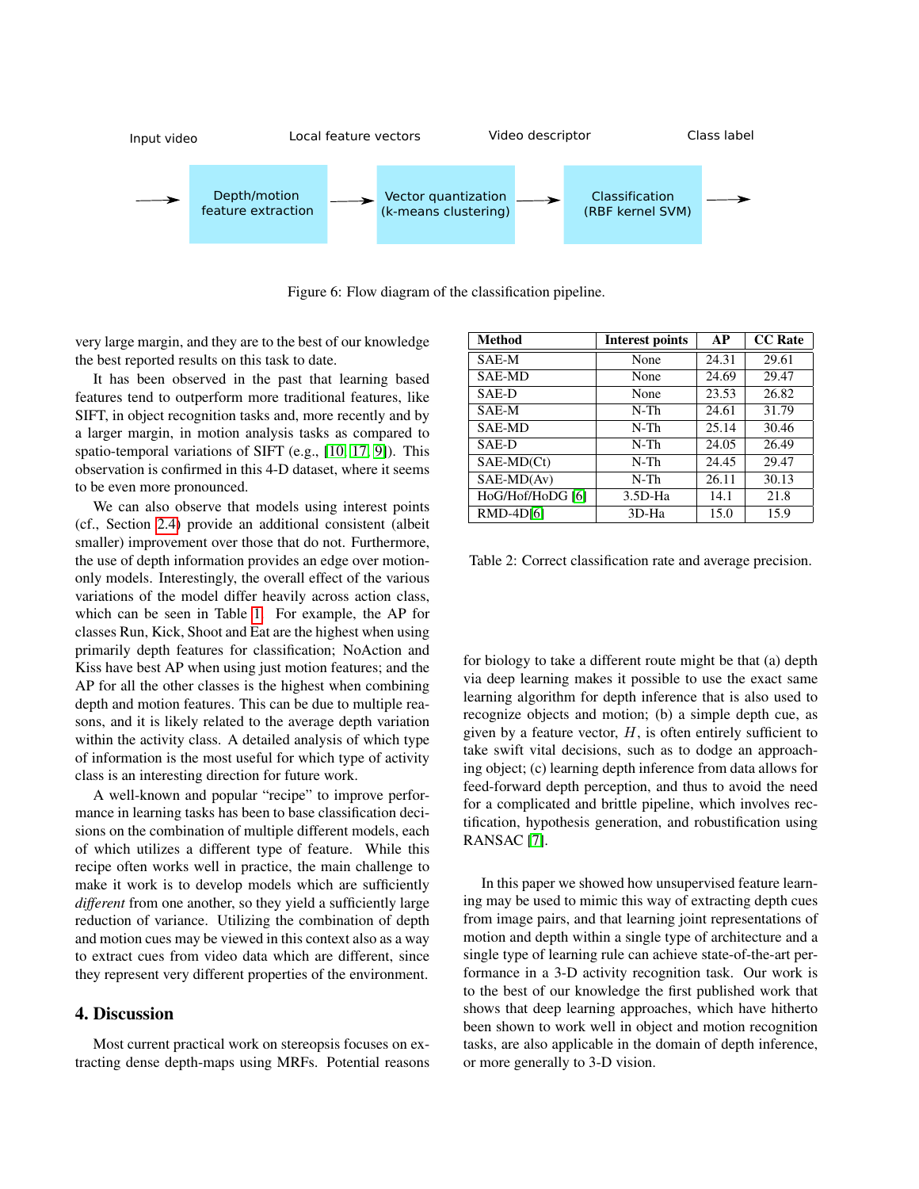Input video → **Depth/motion feature extraction** → Local feature vectors → **Vector quantization (k-means clustering)** → Video descriptor → **Classification (RBF kernel SVM)** → Class label

Figure 6: Flow diagram of the classification pipeline.

very large margin, and they are to the best of our knowledge the best reported results on this task to date.

It has been observed in the past that learning based features tend to outperform more traditional features, like SIFT, in object recognition tasks and, more recently and by a larger margin, in motion analysis tasks as compared to spatio-temporal variations of SIFT (e.g., [10, 17, 9]). This observation is confirmed in this 4-D dataset, where it seems to be even more pronounced.

We can also observe that models using interest points (cf., Section 2.4) provide an additional consistent (albeit smaller) improvement over those that do not. Furthermore, the use of depth information provides an edge over motion-only models. Interestingly, the overall effect of the various variations of the model differ heavily across action class, which can be seen in Table 1. For example, the AP for classes Run, Kick, Shoot and Eat are the highest when using primarily depth features for classification; NoAction and Kiss have best AP when using just motion features; and the AP for all the other classes is the highest when combining depth and motion features. This can be due to multiple reasons, and it is likely related to the average depth variation within the activity class. A detailed analysis of which type of information is the most useful for which type of activity class is an interesting direction for future work.

A well-known and popular "recipe" to improve performance in learning tasks has been to base classification decisions on the combination of multiple different models, each of which utilizes a different type of feature. While this recipe often works well in practice, the main challenge to make it work is to develop models which are sufficiently *different* from one another, so they yield a sufficiently large reduction of variance. Utilizing the combination of depth and motion cues may be viewed in this context also as a way to extract cues from video data which are different, since they represent very different properties of the environment.

| Method | Interest points | AP | CC Rate |
|---|---|---|---|
| SAE-M | None | 24.31 | 29.61 |
| SAE-MD | None | 24.69 | 29.47 |
| SAE-D | None | 23.53 | 26.82 |
| SAE-M | N-Th | 24.61 | 31.79 |
| SAE-MD | N-Th | 25.14 | 30.46 |
| SAE-D | N-Th | 24.05 | 26.49 |
| SAE-MD(Ct) | N-Th | 24.45 | 29.47 |
| SAE-MD(Av) | N-Th | 26.11 | 30.13 |
| HoG/Hof/HoDG [6] | 3.5D-Ha | 14.1 | 21.8 |
| RMD-4D[6] | 3D-Ha | 15.0 | 15.9 |

Table 2: Correct classification rate and average precision.

## 4. Discussion

Most current practical work on stereopsis focuses on extracting dense depth-maps using MRFs. Potential reasons for biology to take a different route might be that (a) depth via deep learning makes it possible to use the exact same learning algorithm for depth inference that is also used to recognize objects and motion; (b) a simple depth cue, as given by a feature vector, $H$, is often entirely sufficient to take swift vital decisions, such as to dodge an approaching object; (c) learning depth inference from data allows for feed-forward depth perception, and thus to avoid the need for a complicated and brittle pipeline, which involves rectification, hypothesis generation, and robustification using RANSAC [7].

In this paper we showed how unsupervised feature learning may be used to mimic this way of extracting depth cues from image pairs, and that learning joint representations of motion and depth within a single type of architecture and a single type of learning rule can achieve state-of-the-art performance in a 3-D activity recognition task. Our work is to the best of our knowledge the first published work that shows that deep learning approaches, which have hitherto been shown to work well in object and motion recognition tasks, are also applicable in the domain of depth inference, or more generally to 3-D vision.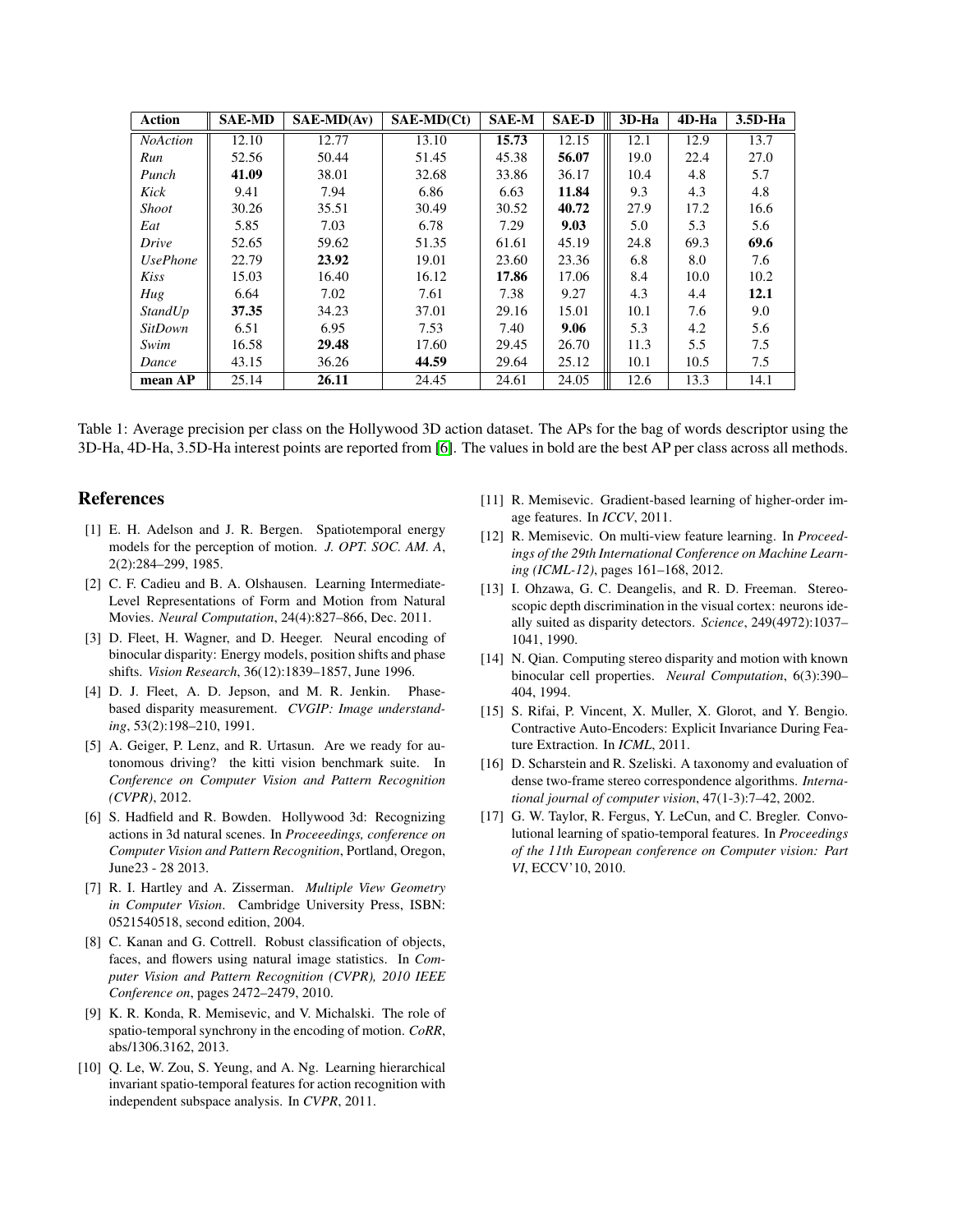| Action | SAE-MD | SAE-MD(Av) | SAE-MD(Ct) | SAE-M | SAE-D | 3D-Ha | 4D-Ha | 3.5D-Ha |
|---|---|---|---|---|---|---|---|---|
| *NoAction* | 12.10 | 12.77 | 13.10 | **15.73** | 12.15 | 12.1 | 12.9 | 13.7 |
| *Run* | 52.56 | 50.44 | 51.45 | 45.38 | **56.07** | 19.0 | 22.4 | 27.0 |
| *Punch* | **41.09** | 38.01 | 32.68 | 33.86 | 36.17 | 10.4 | 4.8 | 5.7 |
| *Kick* | 9.41 | 7.94 | 6.86 | 6.63 | **11.84** | 9.3 | 4.3 | 4.8 |
| *Shoot* | 30.26 | 35.51 | 30.49 | 30.52 | **40.72** | 27.9 | 17.2 | 16.6 |
| *Eat* | 5.85 | 7.03 | 6.78 | 7.29 | **9.03** | 5.0 | 5.3 | 5.6 |
| *Drive* | 52.65 | 59.62 | 51.35 | 61.61 | 45.19 | 24.8 | 69.3 | **69.6** |
| *UsePhone* | 22.79 | **23.92** | 19.01 | 23.60 | 23.36 | 6.8 | 8.0 | 7.6 |
| *Kiss* | 15.03 | 16.40 | 16.12 | **17.86** | 17.06 | 8.4 | 10.0 | 10.2 |
| *Hug* | 6.64 | 7.02 | 7.61 | 7.38 | 9.27 | 4.3 | 4.4 | **12.1** |
| *StandUp* | **37.35** | 34.23 | 37.01 | 29.16 | 15.01 | 10.1 | 7.6 | 9.0 |
| *SitDown* | 6.51 | 6.95 | 7.53 | 7.40 | **9.06** | 5.3 | 4.2 | 5.6 |
| *Swim* | 16.58 | **29.48** | 17.60 | 29.45 | 26.70 | 11.3 | 5.5 | 7.5 |
| *Dance* | 43.15 | 36.26 | **44.59** | 29.64 | 25.12 | 10.1 | 10.5 | 7.5 |
| **mean AP** | 25.14 | **26.11** | 24.45 | 24.61 | 24.05 | 12.6 | 13.3 | 14.1 |

Table 1: Average precision per class on the Hollywood 3D action dataset. The APs for the bag of words descriptor using the 3D-Ha, 4D-Ha, 3.5D-Ha interest points are reported from [6]. The values in bold are the best AP per class across all methods.

## References

[1] E. H. Adelson and J. R. Bergen. Spatiotemporal energy models for the perception of motion. *J. OPT. SOC. AM. A*, 2(2):284–299, 1985.

[2] C. F. Cadieu and B. A. Olshausen. Learning Intermediate-Level Representations of Form and Motion from Natural Movies. *Neural Computation*, 24(4):827–866, Dec. 2011.

[3] D. Fleet, H. Wagner, and D. Heeger. Neural encoding of binocular disparity: Energy models, position shifts and phase shifts. *Vision Research*, 36(12):1839–1857, June 1996.

[4] D. J. Fleet, A. D. Jepson, and M. R. Jenkin. Phase-based disparity measurement. *CVGIP: Image understanding*, 53(2):198–210, 1991.

[5] A. Geiger, P. Lenz, and R. Urtasun. Are we ready for autonomous driving? the kitti vision benchmark suite. In *Conference on Computer Vision and Pattern Recognition (CVPR)*, 2012.

[6] S. Hadfield and R. Bowden. Hollywood 3d: Recognizing actions in 3d natural scenes. In *Proceeedings, conference on Computer Vision and Pattern Recognition*, Portland, Oregon, June23 - 28 2013.

[7] R. I. Hartley and A. Zisserman. *Multiple View Geometry in Computer Vision*. Cambridge University Press, ISBN: 0521540518, second edition, 2004.

[8] C. Kanan and G. Cottrell. Robust classification of objects, faces, and flowers using natural image statistics. In *Computer Vision and Pattern Recognition (CVPR), 2010 IEEE Conference on*, pages 2472–2479, 2010.

[9] K. R. Konda, R. Memisevic, and V. Michalski. The role of spatio-temporal synchrony in the encoding of motion. *CoRR*, abs/1306.3162, 2013.

[10] Q. Le, W. Zou, S. Yeung, and A. Ng. Learning hierarchical invariant spatio-temporal features for action recognition with independent subspace analysis. In *CVPR*, 2011.

[11] R. Memisevic. Gradient-based learning of higher-order image features. In *ICCV*, 2011.

[12] R. Memisevic. On multi-view feature learning. In *Proceedings of the 29th International Conference on Machine Learning (ICML-12)*, pages 161–168, 2012.

[13] I. Ohzawa, G. C. Deangelis, and R. D. Freeman. Stereoscopic depth discrimination in the visual cortex: neurons ideally suited as disparity detectors. *Science*, 249(4972):1037–1041, 1990.

[14] N. Qian. Computing stereo disparity and motion with known binocular cell properties. *Neural Computation*, 6(3):390–404, 1994.

[15] S. Rifai, P. Vincent, X. Muller, X. Glorot, and Y. Bengio. Contractive Auto-Encoders: Explicit Invariance During Feature Extraction. In *ICML*, 2011.

[16] D. Scharstein and R. Szeliski. A taxonomy and evaluation of dense two-frame stereo correspondence algorithms. *International journal of computer vision*, 47(1-3):7–42, 2002.

[17] G. W. Taylor, R. Fergus, Y. LeCun, and C. Bregler. Convolutional learning of spatio-temporal features. In *Proceedings of the 11th European conference on Computer vision: Part VI*, ECCV'10, 2010.